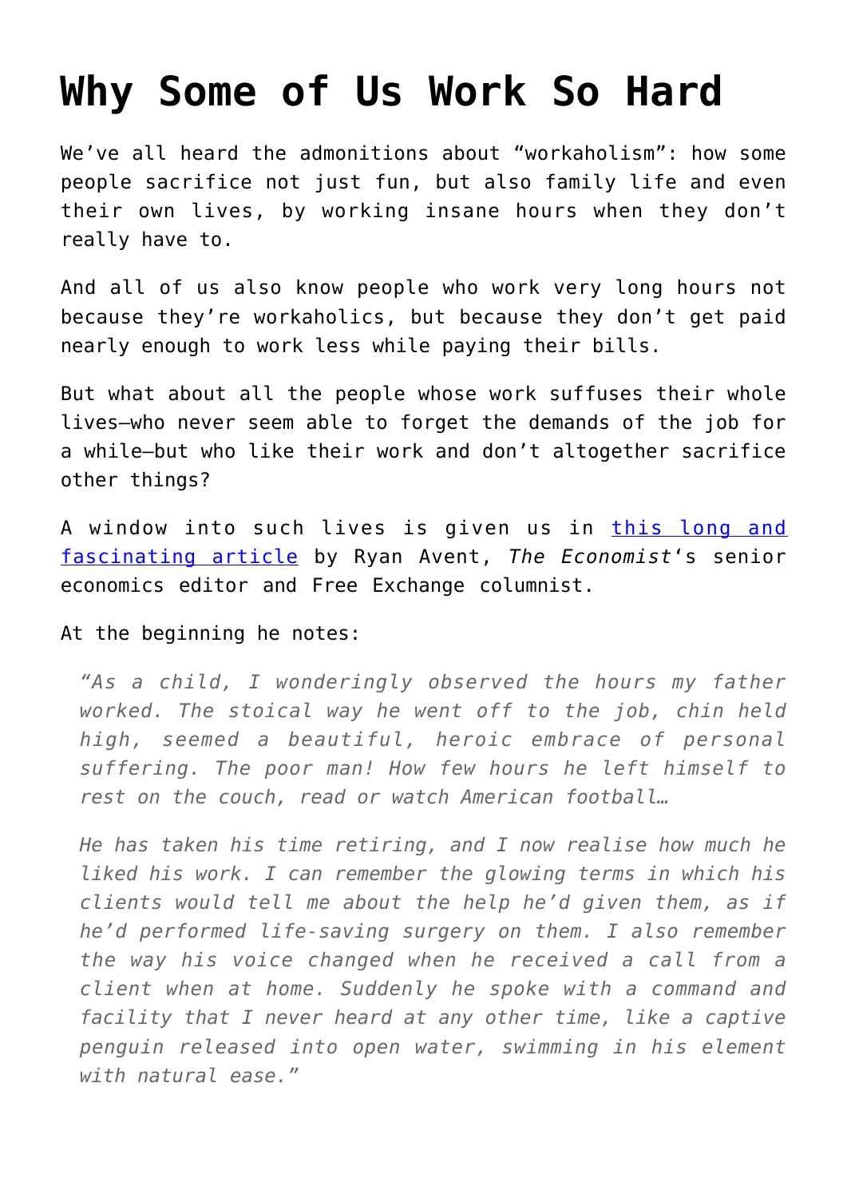# Why Some of Us Work So Hard

We've all heard the admonitions about "workaholism": how some people sacrifice not just fun, but also family life and even their own lives, by working insane hours when they don't really have to.

And all of us also know people who work very long hours not because they're workaholics, but because they don't get paid nearly enough to work less while paying their bills.

But what about all the people whose work suffuses their whole lives—who never seem able to forget the demands of the job for a while—but who like their work and don't altogether sacrifice other things?

A window into such lives is given us in [this long and fascinating article]() by Ryan Avent, *The Economist*'s senior economics editor and Free Exchange columnist.

At the beginning he notes:

> *"As a child, I wonderingly observed the hours my father worked. The stoical way he went off to the job, chin held high, seemed a beautiful, heroic embrace of personal suffering. The poor man! How few hours he left himself to rest on the couch, read or watch American football…*
>
> *He has taken his time retiring, and I now realise how much he liked his work. I can remember the glowing terms in which his clients would tell me about the help he'd given them, as if he'd performed life-saving surgery on them. I also remember the way his voice changed when he received a call from a client when at home. Suddenly he spoke with a command and facility that I never heard at any other time, like a captive penguin released into open water, swimming in his element with natural ease."*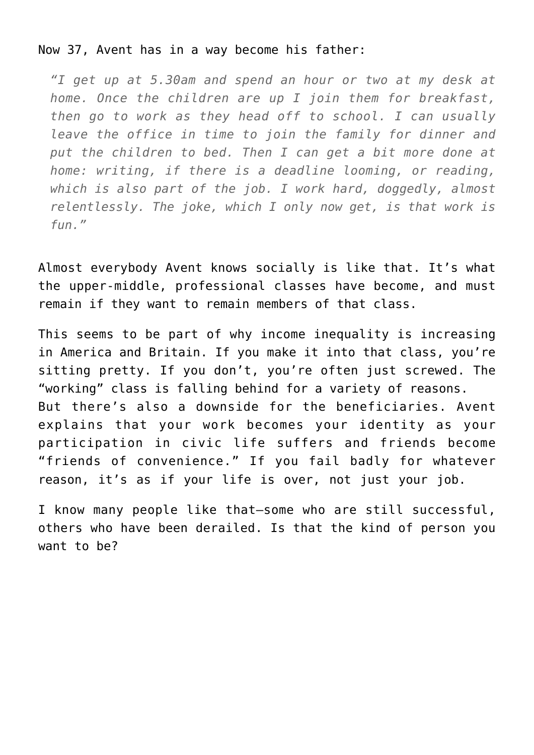Now 37, Avent has in a way become his father:

> *"I get up at 5.30am and spend an hour or two at my desk at home. Once the children are up I join them for breakfast, then go to work as they head off to school. I can usually leave the office in time to join the family for dinner and put the children to bed. Then I can get a bit more done at home: writing, if there is a deadline looming, or reading, which is also part of the job. I work hard, doggedly, almost relentlessly. The joke, which I only now get, is that work is fun."*

Almost everybody Avent knows socially is like that. It's what the upper-middle, professional classes have become, and must remain if they want to remain members of that class.

This seems to be part of why income inequality is increasing in America and Britain. If you make it into that class, you're sitting pretty. If you don't, you're often just screwed. The "working" class is falling behind for a variety of reasons.
But there's also a downside for the beneficiaries. Avent explains that your work becomes your identity as your participation in civic life suffers and friends become "friends of convenience." If you fail badly for whatever reason, it's as if your life is over, not just your job.

I know many people like that—some who are still successful, others who have been derailed. Is that the kind of person you want to be?